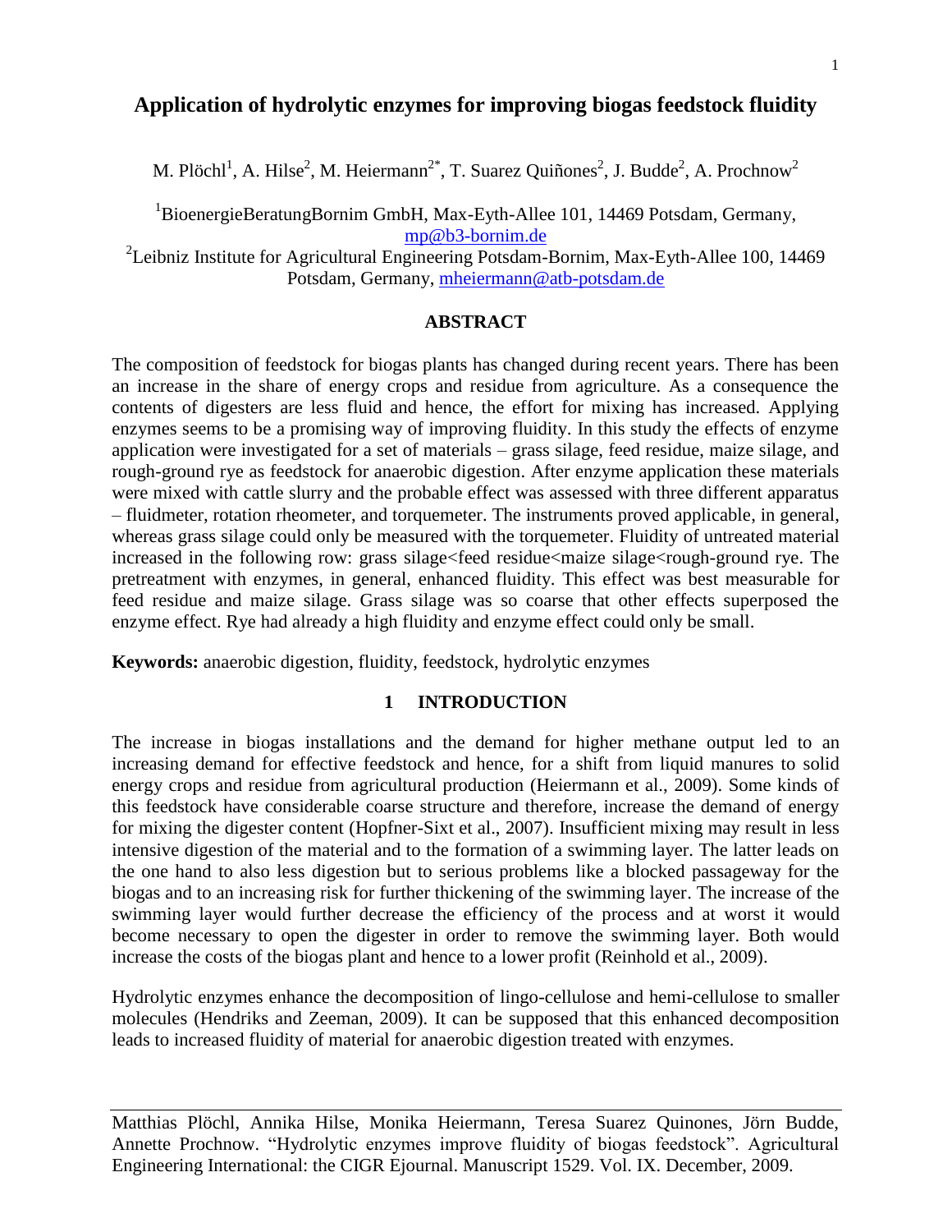# Application of hydrolytic enzymes for improving biogas feedstock fluidity

M. Plöchl[1], A. Hilse[2], M. Heiermann[2*], T. Suarez Quiñones[2], J. Budde[2], A. Prochnow[2]

[1]BioenergieBeratungBornim GmbH, Max-Eyth-Allee 101, 14469 Potsdam, Germany, mp@b3-bornim.de

[2]Leibniz Institute for Agricultural Engineering Potsdam-Bornim, Max-Eyth-Allee 100, 14469 Potsdam, Germany, mheiermann@atb-potsdam.de

## ABSTRACT

The composition of feedstock for biogas plants has changed during recent years. There has been an increase in the share of energy crops and residue from agriculture. As a consequence the contents of digesters are less fluid and hence, the effort for mixing has increased. Applying enzymes seems to be a promising way of improving fluidity. In this study the effects of enzyme application were investigated for a set of materials – grass silage, feed residue, maize silage, and rough-ground rye as feedstock for anaerobic digestion. After enzyme application these materials were mixed with cattle slurry and the probable effect was assessed with three different apparatus – fluidmeter, rotation rheometer, and torquemeter. The instruments proved applicable, in general, whereas grass silage could only be measured with the torquemeter. Fluidity of untreated material increased in the following row: grass silage<feed residue<maize silage<rough-ground rye. The pretreatment with enzymes, in general, enhanced fluidity. This effect was best measurable for feed residue and maize silage. Grass silage was so coarse that other effects superposed the enzyme effect. Rye had already a high fluidity and enzyme effect could only be small.

**Keywords:** anaerobic digestion, fluidity, feedstock, hydrolytic enzymes

## 1 INTRODUCTION

The increase in biogas installations and the demand for higher methane output led to an increasing demand for effective feedstock and hence, for a shift from liquid manures to solid energy crops and residue from agricultural production (Heiermann et al., 2009). Some kinds of this feedstock have considerable coarse structure and therefore, increase the demand of energy for mixing the digester content (Hopfner-Sixt et al., 2007). Insufficient mixing may result in less intensive digestion of the material and to the formation of a swimming layer. The latter leads on the one hand to also less digestion but to serious problems like a blocked passageway for the biogas and to an increasing risk for further thickening of the swimming layer. The increase of the swimming layer would further decrease the efficiency of the process and at worst it would become necessary to open the digester in order to remove the swimming layer. Both would increase the costs of the biogas plant and hence to a lower profit (Reinhold et al., 2009).

Hydrolytic enzymes enhance the decomposition of lingo-cellulose and hemi-cellulose to smaller molecules (Hendriks and Zeeman, 2009). It can be supposed that this enhanced decomposition leads to increased fluidity of material for anaerobic digestion treated with enzymes.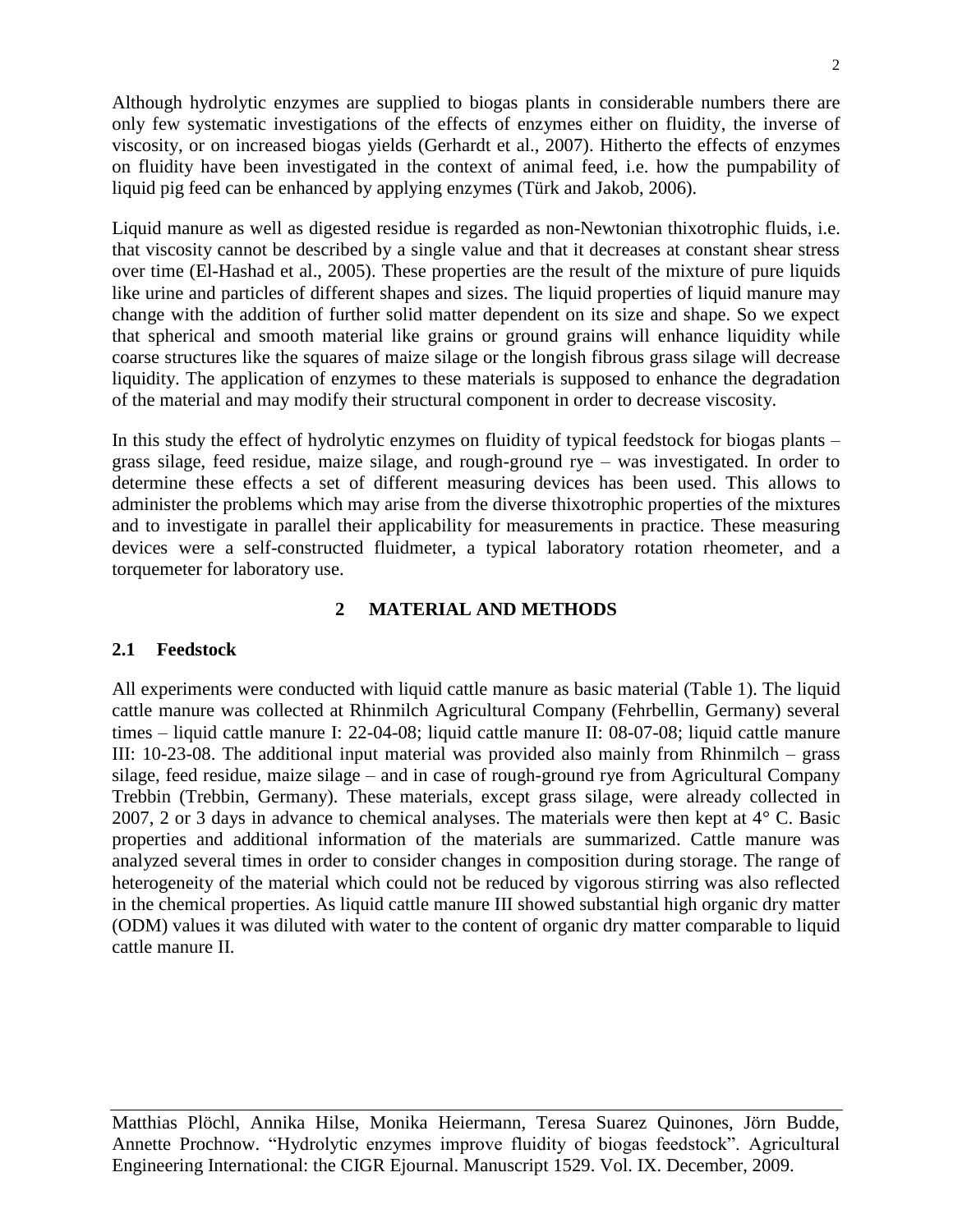Although hydrolytic enzymes are supplied to biogas plants in considerable numbers there are only few systematic investigations of the effects of enzymes either on fluidity, the inverse of viscosity, or on increased biogas yields (Gerhardt et al., 2007). Hitherto the effects of enzymes on fluidity have been investigated in the context of animal feed, i.e. how the pumpability of liquid pig feed can be enhanced by applying enzymes (Türk and Jakob, 2006).

Liquid manure as well as digested residue is regarded as non-Newtonian thixotrophic fluids, i.e. that viscosity cannot be described by a single value and that it decreases at constant shear stress over time (El-Hashad et al., 2005). These properties are the result of the mixture of pure liquids like urine and particles of different shapes and sizes. The liquid properties of liquid manure may change with the addition of further solid matter dependent on its size and shape. So we expect that spherical and smooth material like grains or ground grains will enhance liquidity while coarse structures like the squares of maize silage or the longish fibrous grass silage will decrease liquidity. The application of enzymes to these materials is supposed to enhance the degradation of the material and may modify their structural component in order to decrease viscosity.

In this study the effect of hydrolytic enzymes on fluidity of typical feedstock for biogas plants – grass silage, feed residue, maize silage, and rough-ground rye – was investigated. In order to determine these effects a set of different measuring devices has been used. This allows to administer the problems which may arise from the diverse thixotrophic properties of the mixtures and to investigate in parallel their applicability for measurements in practice. These measuring devices were a self-constructed fluidmeter, a typical laboratory rotation rheometer, and a torquemeter for laboratory use.

## 2 MATERIAL AND METHODS

### 2.1 Feedstock

All experiments were conducted with liquid cattle manure as basic material (Table 1). The liquid cattle manure was collected at Rhinmilch Agricultural Company (Fehrbellin, Germany) several times – liquid cattle manure I: 22-04-08; liquid cattle manure II: 08-07-08; liquid cattle manure III: 10-23-08. The additional input material was provided also mainly from Rhinmilch – grass silage, feed residue, maize silage – and in case of rough-ground rye from Agricultural Company Trebbin (Trebbin, Germany). These materials, except grass silage, were already collected in 2007, 2 or 3 days in advance to chemical analyses. The materials were then kept at 4° C. Basic properties and additional information of the materials are summarized. Cattle manure was analyzed several times in order to consider changes in composition during storage. The range of heterogeneity of the material which could not be reduced by vigorous stirring was also reflected in the chemical properties. As liquid cattle manure III showed substantial high organic dry matter (ODM) values it was diluted with water to the content of organic dry matter comparable to liquid cattle manure II.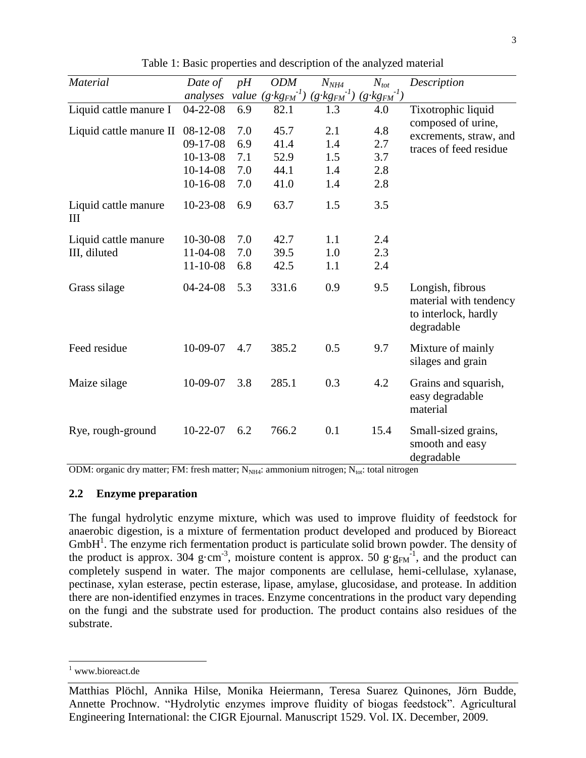Table 1: Basic properties and description of the analyzed material

| *Material* | *Date of analyses* | *pH value* | *ODM* $(g \cdot kg_{FM}^{-1})$ | $N_{NH4}$ $(g \cdot kg_{FM}^{-1})$ | $N_{tot}$ $(g \cdot kg_{FM}^{-1})$ | *Description* |
|---|---|---|---|---|---|---|
| Liquid cattle manure I | 04-22-08 | 6.9 | 82.1 | 1.3 | 4.0 | Tixotrophic liquid composed of urine, excrements, straw, and traces of feed residue |
| Liquid cattle manure II | 08-12-08 | 7.0 | 45.7 | 2.1 | 4.8 | |
| | 09-17-08 | 6.9 | 41.4 | 1.4 | 2.7 | |
| | 10-13-08 | 7.1 | 52.9 | 1.5 | 3.7 | |
| | 10-14-08 | 7.0 | 44.1 | 1.4 | 2.8 | |
| | 10-16-08 | 7.0 | 41.0 | 1.4 | 2.8 | |
| Liquid cattle manure III | 10-23-08 | 6.9 | 63.7 | 1.5 | 3.5 | |
| Liquid cattle manure III, diluted | 10-30-08 | 7.0 | 42.7 | 1.1 | 2.4 | |
| | 11-04-08 | 7.0 | 39.5 | 1.0 | 2.3 | |
| | 11-10-08 | 6.8 | 42.5 | 1.1 | 2.4 | |
| Grass silage | 04-24-08 | 5.3 | 331.6 | 0.9 | 9.5 | Longish, fibrous material with tendency to interlock, hardly degradable |
| Feed residue | 10-09-07 | 4.7 | 385.2 | 0.5 | 9.7 | Mixture of mainly silages and grain |
| Maize silage | 10-09-07 | 3.8 | 285.1 | 0.3 | 4.2 | Grains and squarish, easy degradable material |
| Rye, rough-ground | 10-22-07 | 6.2 | 766.2 | 0.1 | 15.4 | Small-sized grains, smooth and easy degradable |

ODM: organic dry matter; FM: fresh matter; $N_{NH4}$: ammonium nitrogen; $N_{tot}$: total nitrogen

## 2.2 Enzyme preparation

The fungal hydrolytic enzyme mixture, which was used to improve fluidity of feedstock for anaerobic digestion, is a mixture of fermentation product developed and produced by Bioreact GmbH[1]. The enzyme rich fermentation product is particulate solid brown powder. The density of the product is approx. 304 $g \cdot cm^{-3}$, moisture content is approx. 50 $g \cdot g_{FM}^{-1}$, and the product can completely suspend in water. The major components are cellulase, hemi-cellulase, xylanase, pectinase, xylan esterase, pectin esterase, lipase, amylase, glucosidase, and protease. In addition there are non-identified enzymes in traces. Enzyme concentrations in the product vary depending on the fungi and the substrate used for production. The product contains also residues of the substrate.

[1] www.bioreact.de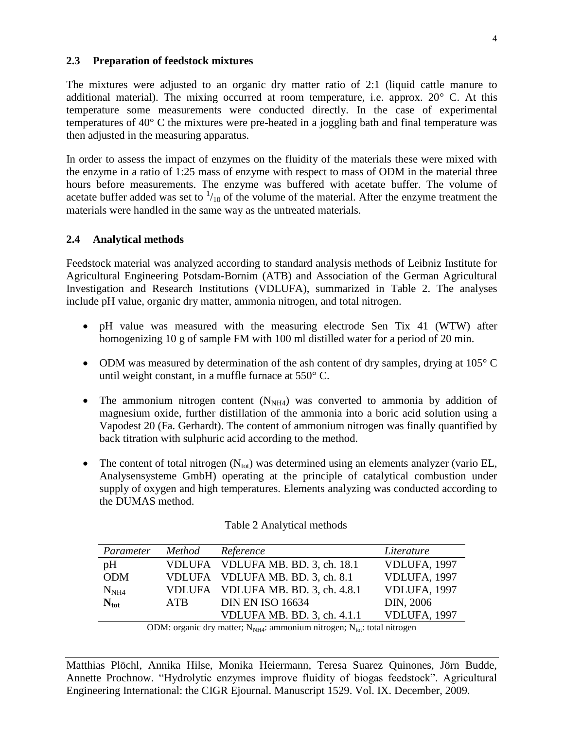### 2.3 Preparation of feedstock mixtures

The mixtures were adjusted to an organic dry matter ratio of 2:1 (liquid cattle manure to additional material). The mixing occurred at room temperature, i.e. approx. 20° C. At this temperature some measurements were conducted directly. In the case of experimental temperatures of 40° C the mixtures were pre-heated in a joggling bath and final temperature was then adjusted in the measuring apparatus.

In order to assess the impact of enzymes on the fluidity of the materials these were mixed with the enzyme in a ratio of 1:25 mass of enzyme with respect to mass of ODM in the material three hours before measurements. The enzyme was buffered with acetate buffer. The volume of acetate buffer added was set to $^{1}/_{10}$ of the volume of the material. After the enzyme treatment the materials were handled in the same way as the untreated materials.

### 2.4 Analytical methods

Feedstock material was analyzed according to standard analysis methods of Leibniz Institute for Agricultural Engineering Potsdam-Bornim (ATB) and Association of the German Agricultural Investigation and Research Institutions (VDLUFA), summarized in Table 2. The analyses include pH value, organic dry matter, ammonia nitrogen, and total nitrogen.

- pH value was measured with the measuring electrode Sen Tix 41 (WTW) after homogenizing 10 g of sample FM with 100 ml distilled water for a period of 20 min.
- ODM was measured by determination of the ash content of dry samples, drying at 105° C until weight constant, in a muffle furnace at 550° C.
- The ammonium nitrogen content ($N_{NH4}$) was converted to ammonia by addition of magnesium oxide, further distillation of the ammonia into a boric acid solution using a Vapodest 20 (Fa. Gerhardt). The content of ammonium nitrogen was finally quantified by back titration with sulphuric acid according to the method.
- The content of total nitrogen ($N_{tot}$) was determined using an elements analyzer (vario EL, Analysensysteme GmbH) operating at the principle of catalytical combustion under supply of oxygen and high temperatures. Elements analyzing was conducted according to the DUMAS method.

Table 2 Analytical methods

| *Parameter* | *Method* | *Reference* | *Literature* |
|---|---|---|---|
| pH | VDLUFA | VDLUFA MB. BD. 3, ch. 18.1 | VDLUFA, 1997 |
| ODM | VDLUFA | VDLUFA MB. BD. 3, ch. 8.1 | VDLUFA, 1997 |
| $N_{NH4}$ | VDLUFA | VDLUFA MB. BD. 3, ch. 4.8.1 | VDLUFA, 1997 |
| **$N_{tot}$** | ATB | DIN EN ISO 16634 | DIN, 2006 |
| | | VDLUFA MB. BD. 3, ch. 4.1.1 | VDLUFA, 1997 |

ODM: organic dry matter; $N_{NH4}$: ammonium nitrogen; $N_{tot}$: total nitrogen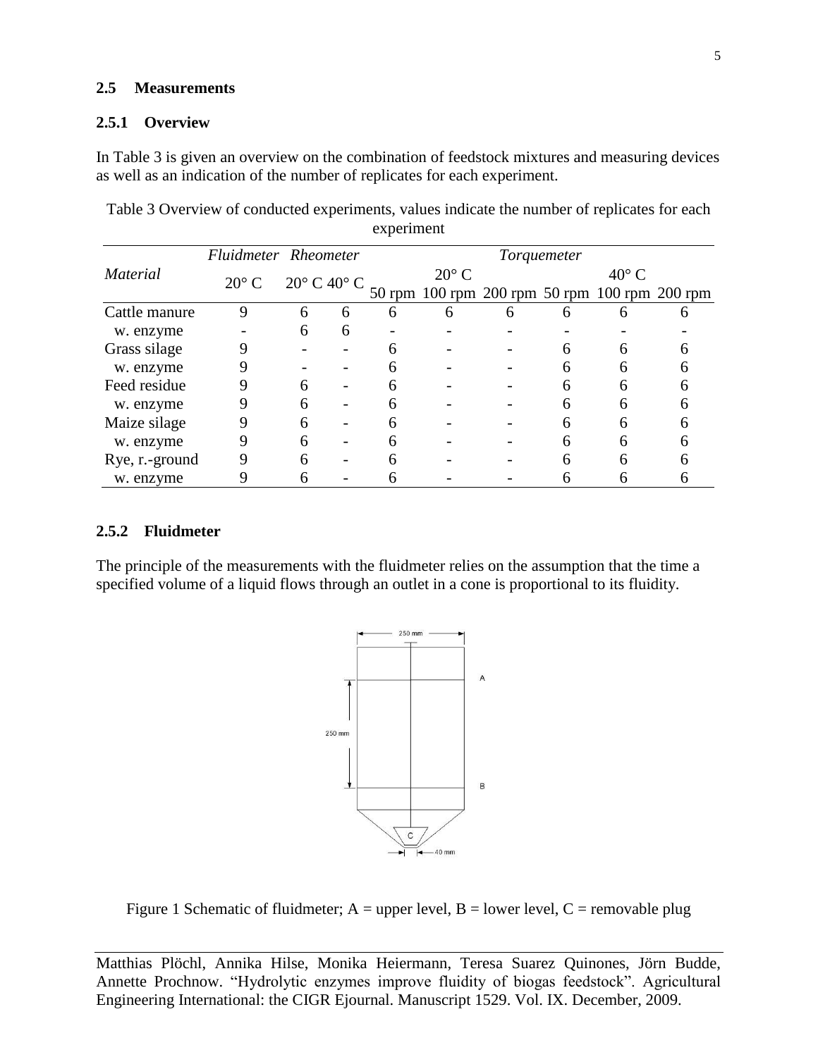## 2.5 Measurements

### 2.5.1 Overview

In Table 3 is given an overview on the combination of feedstock mixtures and measuring devices as well as an indication of the number of replicates for each experiment.

Table 3 Overview of conducted experiments, values indicate the number of replicates for each experiment

| *Material* | *Fluidmeter* | *Rheometer* | | *Torquemeter* | | | | | |
|---|---|---|---|---|---|---|---|---|---|
| | 20° C | 20° C | 40° C | 20° C | | | 40° C | | |
| | | | | 50 rpm | 100 rpm | 200 rpm | 50 rpm | 100 rpm | 200 rpm |
| Cattle manure | 9 | 6 | 6 | 6 | 6 | 6 | 6 | 6 | 6 |
| w. enzyme | - | 6 | 6 | - | - | - | - | - | - |
| Grass silage | 9 | - | - | 6 | - | - | 6 | 6 | 6 |
| w. enzyme | 9 | - | - | 6 | - | - | 6 | 6 | 6 |
| Feed residue | 9 | 6 | - | 6 | - | - | 6 | 6 | 6 |
| w. enzyme | 9 | 6 | - | 6 | - | - | 6 | 6 | 6 |
| Maize silage | 9 | 6 | - | 6 | - | - | 6 | 6 | 6 |
| w. enzyme | 9 | 6 | - | 6 | - | - | 6 | 6 | 6 |
| Rye, r.-ground | 9 | 6 | - | 6 | - | - | 6 | 6 | 6 |
| w. enzyme | 9 | 6 | - | 6 | - | - | 6 | 6 | 6 |

### 2.5.2 Fluidmeter

The principle of the measurements with the fluidmeter relies on the assumption that the time a specified volume of a liquid flows through an outlet in a cone is proportional to its fluidity.

Figure 1 Schematic of fluidmeter; A = upper level, B = lower level, C = removable plug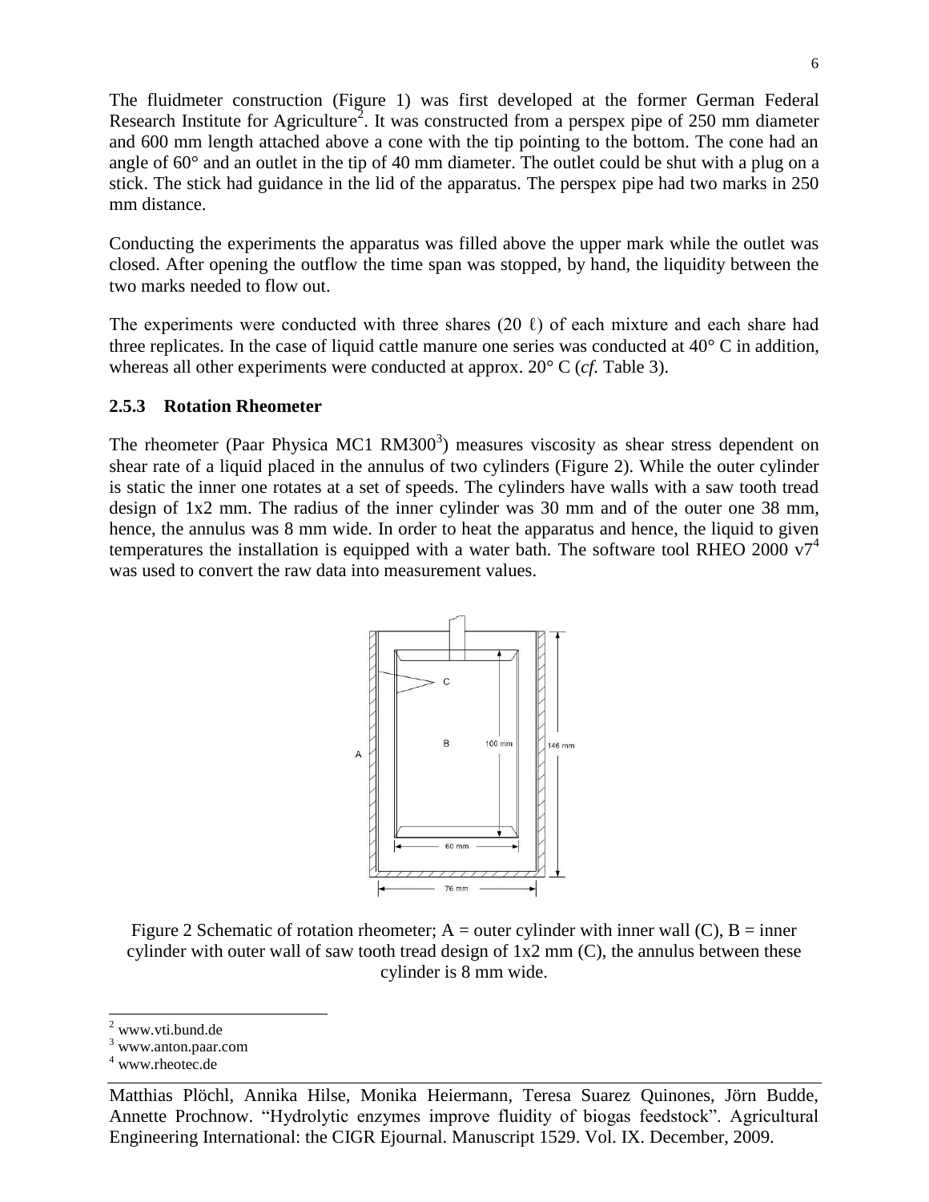The fluidmeter construction (Figure 1) was first developed at the former German Federal Research Institute for Agriculture[2]. It was constructed from a perspex pipe of 250 mm diameter and 600 mm length attached above a cone with the tip pointing to the bottom. The cone had an angle of 60° and an outlet in the tip of 40 mm diameter. The outlet could be shut with a plug on a stick. The stick had guidance in the lid of the apparatus. The perspex pipe had two marks in 250 mm distance.

Conducting the experiments the apparatus was filled above the upper mark while the outlet was closed. After opening the outflow the time span was stopped, by hand, the liquidity between the two marks needed to flow out.

The experiments were conducted with three shares (20 ℓ) of each mixture and each share had three replicates. In the case of liquid cattle manure one series was conducted at 40° C in addition, whereas all other experiments were conducted at approx. 20° C (*cf.* Table 3).

### 2.5.3 Rotation Rheometer

The rheometer (Paar Physica MC1 RM300[3]) measures viscosity as shear stress dependent on shear rate of a liquid placed in the annulus of two cylinders (Figure 2). While the outer cylinder is static the inner one rotates at a set of speeds. The cylinders have walls with a saw tooth tread design of 1x2 mm. The radius of the inner cylinder was 30 mm and of the outer one 38 mm, hence, the annulus was 8 mm wide. In order to heat the apparatus and hence, the liquid to given temperatures the installation is equipped with a water bath. The software tool RHEO 2000 v7[4] was used to convert the raw data into measurement values.

Figure 2 Schematic of rotation rheometer; A = outer cylinder with inner wall (C), B = inner cylinder with outer wall of saw tooth tread design of 1x2 mm (C), the annulus between these cylinder is 8 mm wide.

[2] www.vti.bund.de
[3] www.anton.paar.com
[4] www.rheotec.de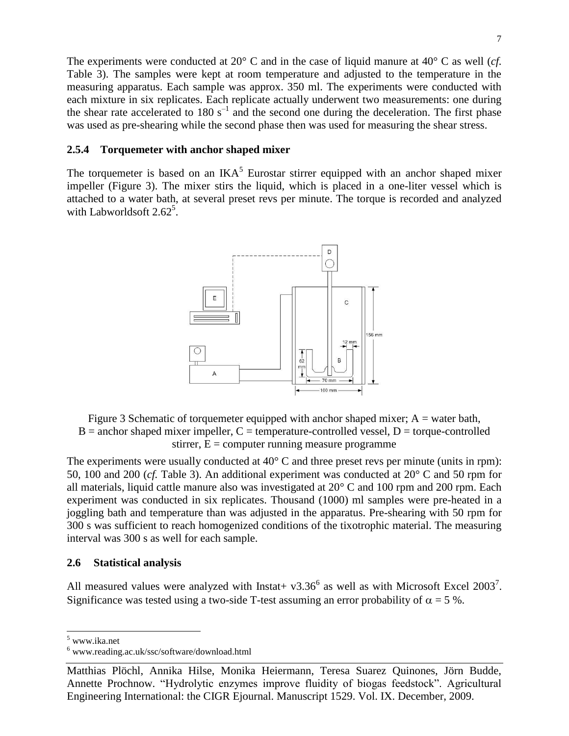The experiments were conducted at 20° C and in the case of liquid manure at 40° C as well (*cf.* Table 3). The samples were kept at room temperature and adjusted to the temperature in the measuring apparatus. Each sample was approx. 350 ml. The experiments were conducted with each mixture in six replicates. Each replicate actually underwent two measurements: one during the shear rate accelerated to 180 $s^{-1}$ and the second one during the deceleration. The first phase was used as pre-shearing while the second phase then was used for measuring the shear stress.

### 2.5.4 Torquemeter with anchor shaped mixer

The torquemeter is based on an IKA[5] Eurostar stirrer equipped with an anchor shaped mixer impeller (Figure 3). The mixer stirs the liquid, which is placed in a one-liter vessel which is attached to a water bath, at several preset revs per minute. The torque is recorded and analyzed with Labworldsoft 2.62[5].

Figure 3 Schematic of torquemeter equipped with anchor shaped mixer; A = water bath, B = anchor shaped mixer impeller, C = temperature-controlled vessel, D = torque-controlled stirrer, E = computer running measure programme

The experiments were usually conducted at 40° C and three preset revs per minute (units in rpm): 50, 100 and 200 (*cf.* Table 3). An additional experiment was conducted at 20° C and 50 rpm for all materials, liquid cattle manure also was investigated at 20° C and 100 rpm and 200 rpm. Each experiment was conducted in six replicates. Thousand (1000) ml samples were pre-heated in a joggling bath and temperature than was adjusted in the apparatus. Pre-shearing with 50 rpm for 300 s was sufficient to reach homogenized conditions of the tixotrophic material. The measuring interval was 300 s as well for each sample.

## 2.6 Statistical analysis

All measured values were analyzed with Instat+ v3.36[6] as well as with Microsoft Excel 2003[7]. Significance was tested using a two-side T-test assuming an error probability of $\alpha = 5$ %.

---

[5] www.ika.net

[6] www.reading.ac.uk/ssc/software/download.html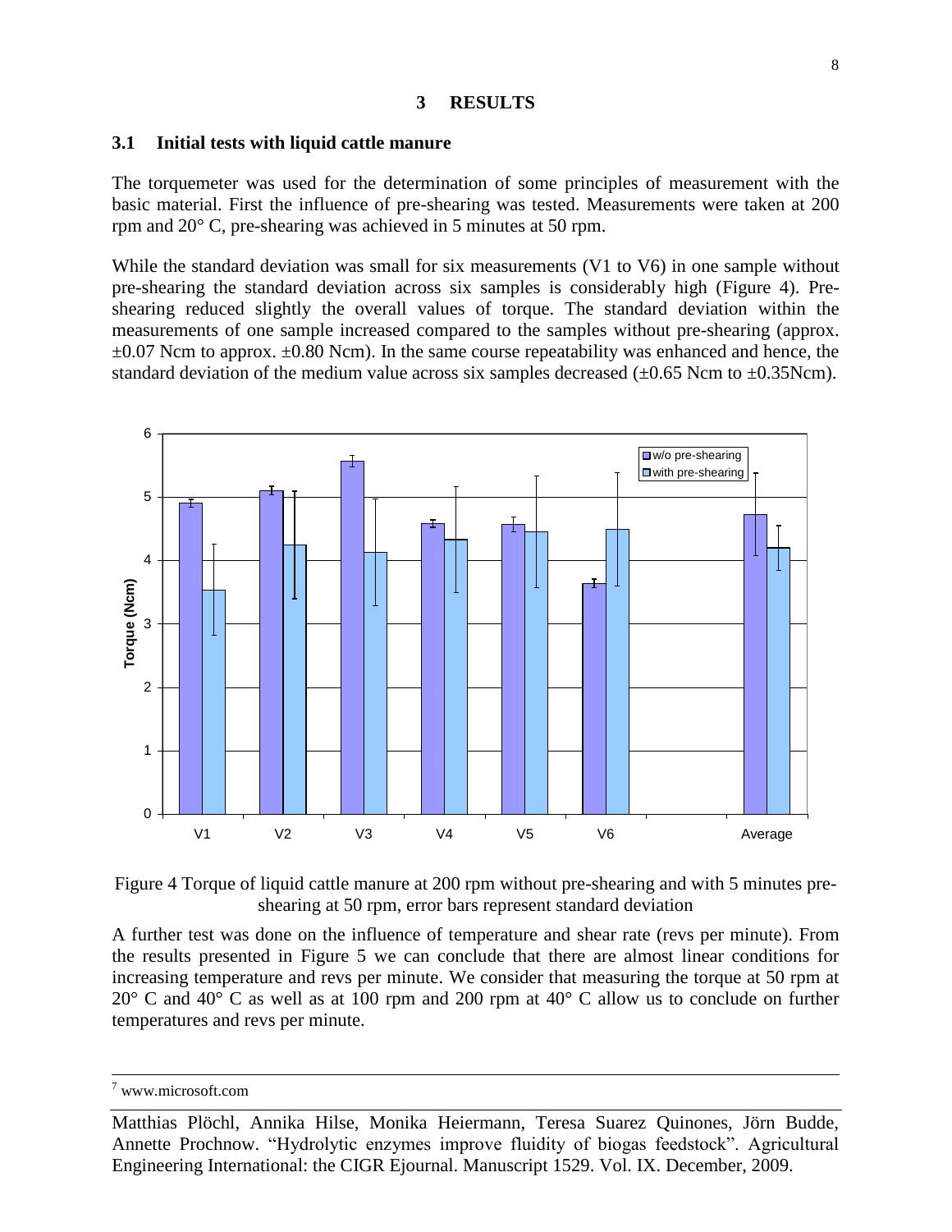# 3 RESULTS

## 3.1 Initial tests with liquid cattle manure

The torquemeter was used for the determination of some principles of measurement with the basic material. First the influence of pre-shearing was tested. Measurements were taken at 200 rpm and 20° C, pre-shearing was achieved in 5 minutes at 50 rpm.

While the standard deviation was small for six measurements (V1 to V6) in one sample without pre-shearing the standard deviation across six samples is considerably high (Figure 4). Pre-shearing reduced slightly the overall values of torque. The standard deviation within the measurements of one sample increased compared to the samples without pre-shearing (approx. ±0.07 Ncm to approx. ±0.80 Ncm). In the same course repeatability was enhanced and hence, the standard deviation of the medium value across six samples decreased (±0.65 Ncm to ±0.35Ncm).

Figure 4 Torque of liquid cattle manure at 200 rpm without pre-shearing and with 5 minutes pre-shearing at 50 rpm, error bars represent standard deviation

A further test was done on the influence of temperature and shear rate (revs per minute). From the results presented in Figure 5 we can conclude that there are almost linear conditions for increasing temperature and revs per minute. We consider that measuring the torque at 50 rpm at 20° C and 40° C as well as at 100 rpm and 200 rpm at 40° C allow us to conclude on further temperatures and revs per minute.

[7] www.microsoft.com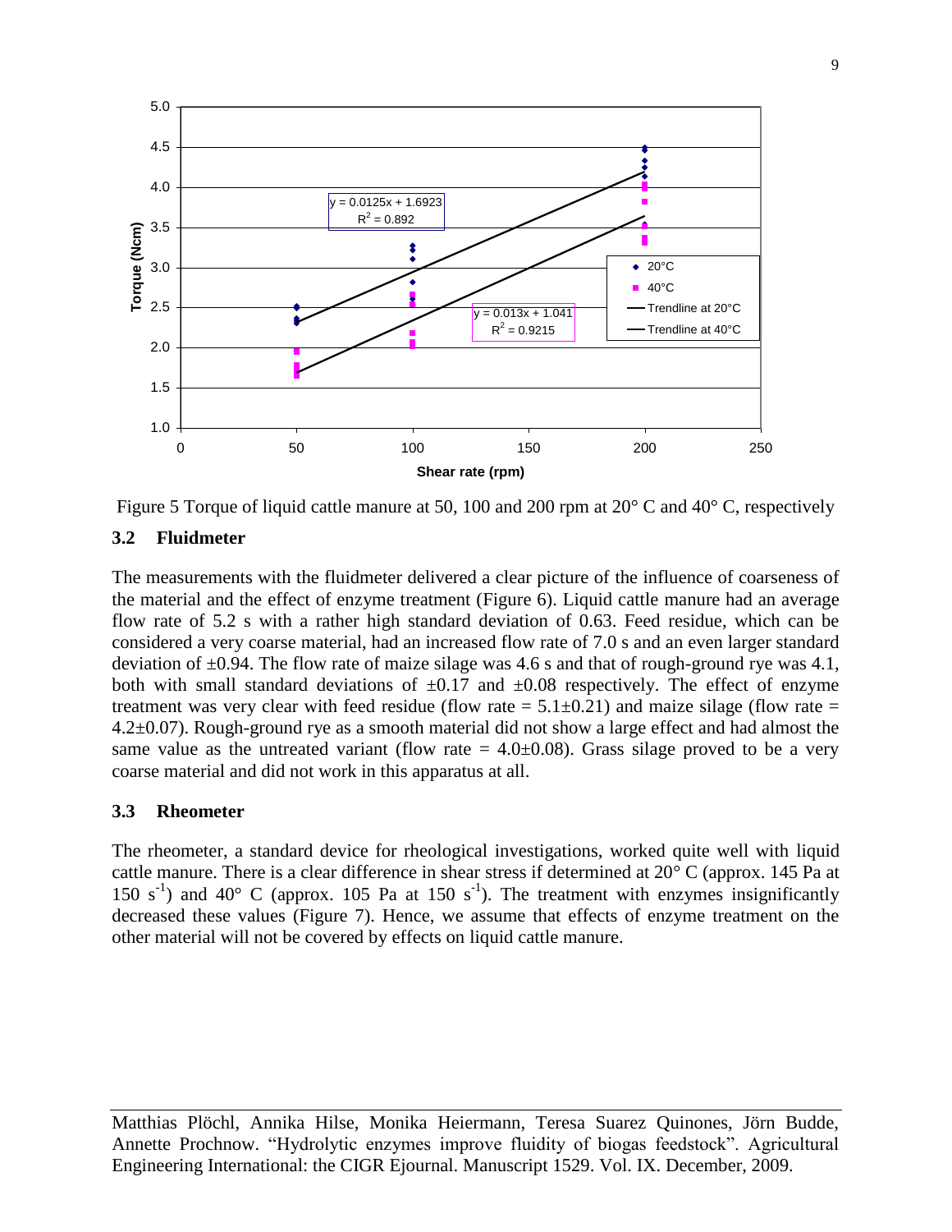Figure 5 Torque of liquid cattle manure at 50, 100 and 200 rpm at 20° C and 40° C, respectively

### 3.2 Fluidmeter

The measurements with the fluidmeter delivered a clear picture of the influence of coarseness of the material and the effect of enzyme treatment (Figure 6). Liquid cattle manure had an average flow rate of 5.2 s with a rather high standard deviation of 0.63. Feed residue, which can be considered a very coarse material, had an increased flow rate of 7.0 s and an even larger standard deviation of ±0.94. The flow rate of maize silage was 4.6 s and that of rough-ground rye was 4.1, both with small standard deviations of ±0.17 and ±0.08 respectively. The effect of enzyme treatment was very clear with feed residue (flow rate = 5.1±0.21) and maize silage (flow rate = 4.2±0.07). Rough-ground rye as a smooth material did not show a large effect and had almost the same value as the untreated variant (flow rate = 4.0±0.08). Grass silage proved to be a very coarse material and did not work in this apparatus at all.

### 3.3 Rheometer

The rheometer, a standard device for rheological investigations, worked quite well with liquid cattle manure. There is a clear difference in shear stress if determined at 20° C (approx. 145 Pa at 150 $s^{-1}$) and 40° C (approx. 105 Pa at 150 $s^{-1}$). The treatment with enzymes insignificantly decreased these values (Figure 7). Hence, we assume that effects of enzyme treatment on the other material will not be covered by effects on liquid cattle manure.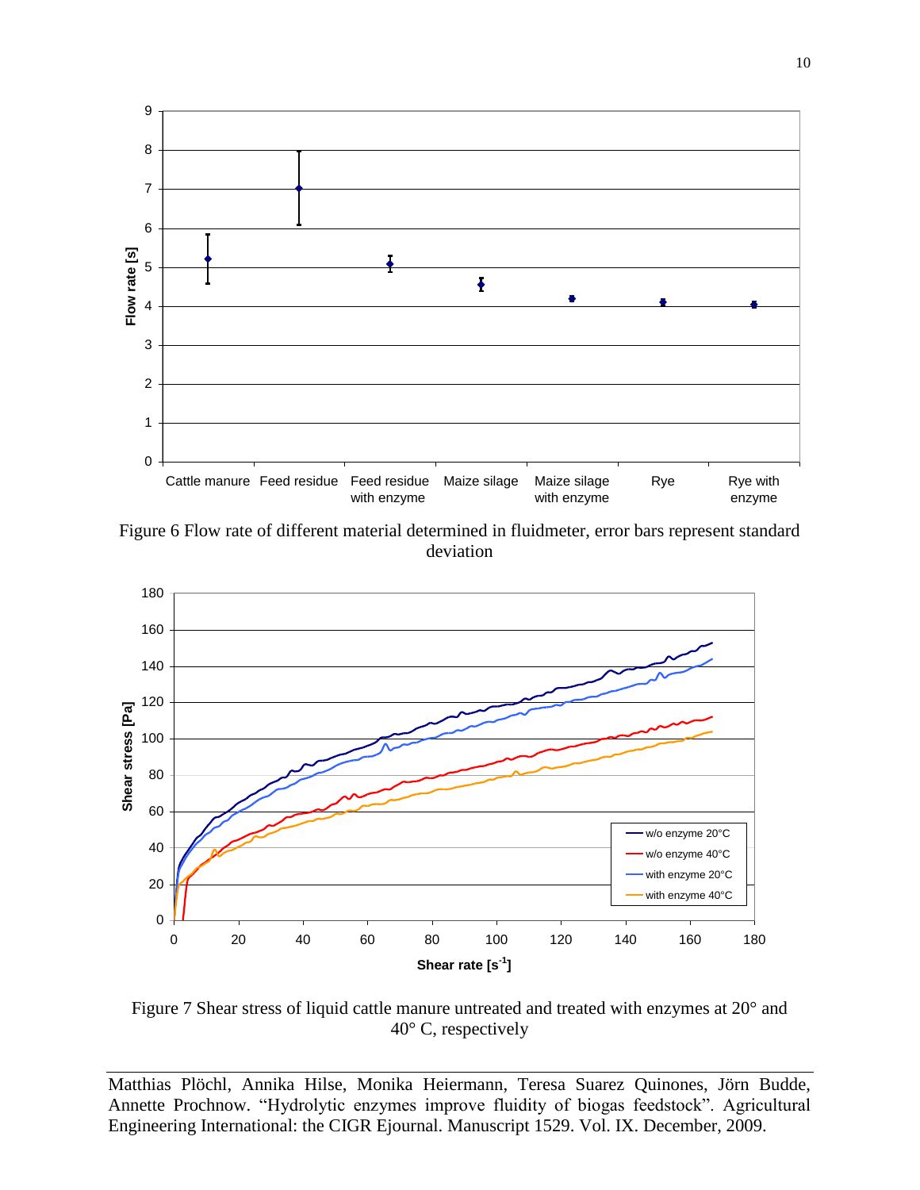Figure 6 Flow rate of different material determined in fluidmeter, error bars represent standard deviation

Figure 7 Shear stress of liquid cattle manure untreated and treated with enzymes at 20° and 40° C, respectively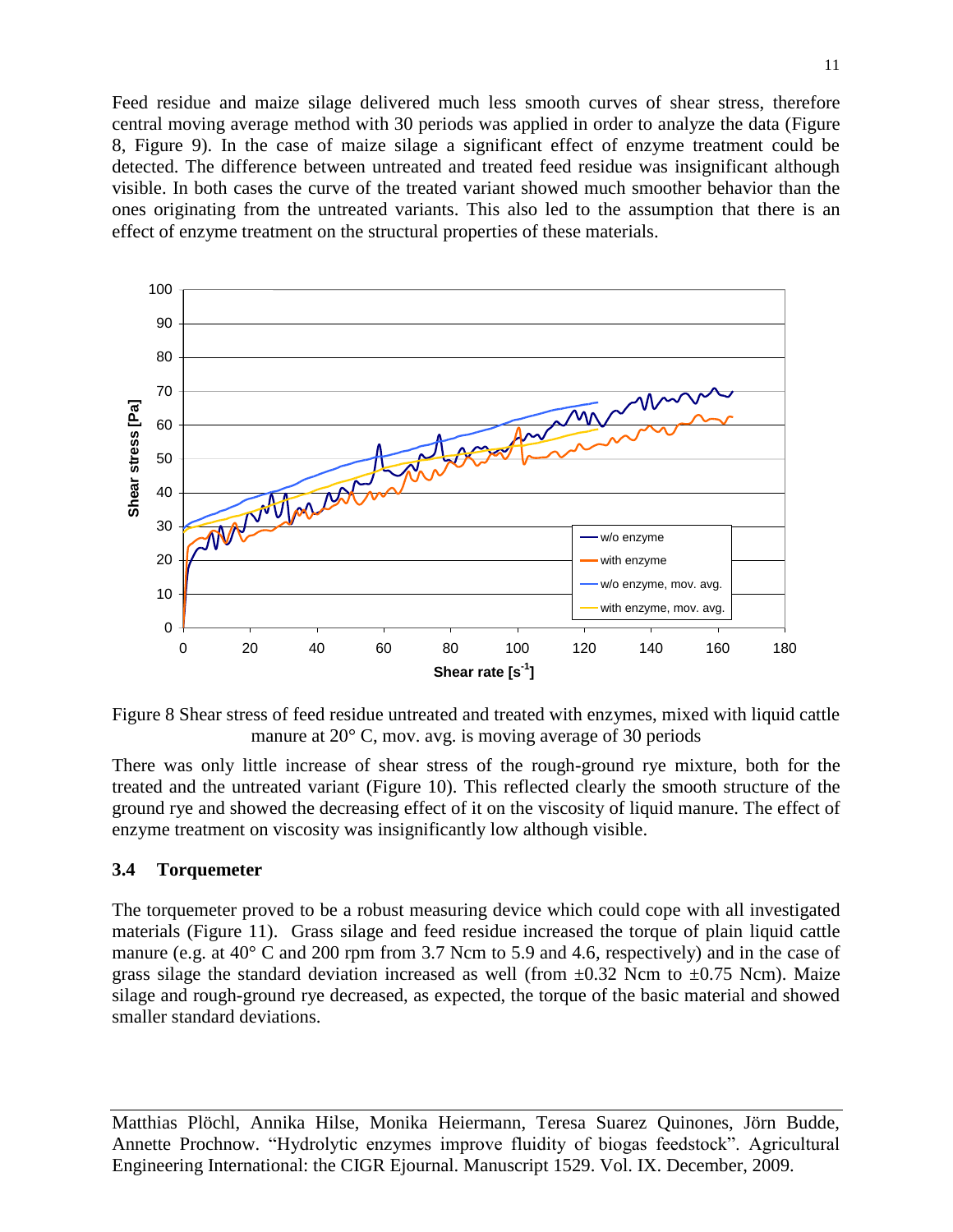Feed residue and maize silage delivered much less smooth curves of shear stress, therefore central moving average method with 30 periods was applied in order to analyze the data (Figure 8, Figure 9). In the case of maize silage a significant effect of enzyme treatment could be detected. The difference between untreated and treated feed residue was insignificant although visible. In both cases the curve of the treated variant showed much smoother behavior than the ones originating from the untreated variants. This also led to the assumption that there is an effect of enzyme treatment on the structural properties of these materials.

Figure 8 Shear stress of feed residue untreated and treated with enzymes, mixed with liquid cattle manure at 20° C, mov. avg. is moving average of 30 periods

There was only little increase of shear stress of the rough-ground rye mixture, both for the treated and the untreated variant (Figure 10). This reflected clearly the smooth structure of the ground rye and showed the decreasing effect of it on the viscosity of liquid manure. The effect of enzyme treatment on viscosity was insignificantly low although visible.

## 3.4 Torquemeter

The torquemeter proved to be a robust measuring device which could cope with all investigated materials (Figure 11). Grass silage and feed residue increased the torque of plain liquid cattle manure (e.g. at 40° C and 200 rpm from 3.7 Ncm to 5.9 and 4.6, respectively) and in the case of grass silage the standard deviation increased as well (from ±0.32 Ncm to ±0.75 Ncm). Maize silage and rough-ground rye decreased, as expected, the torque of the basic material and showed smaller standard deviations.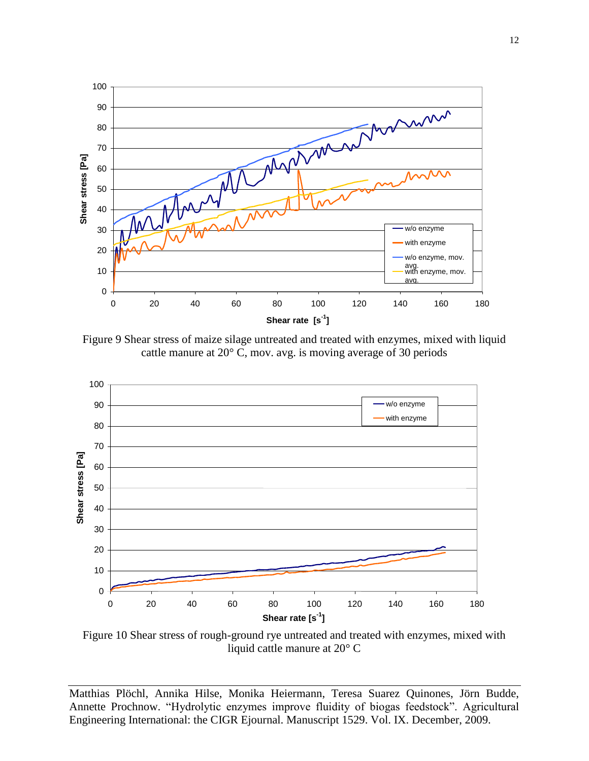Figure 9 Shear stress of maize silage untreated and treated with enzymes, mixed with liquid cattle manure at 20° C, mov. avg. is moving average of 30 periods

Figure 10 Shear stress of rough-ground rye untreated and treated with enzymes, mixed with liquid cattle manure at 20° C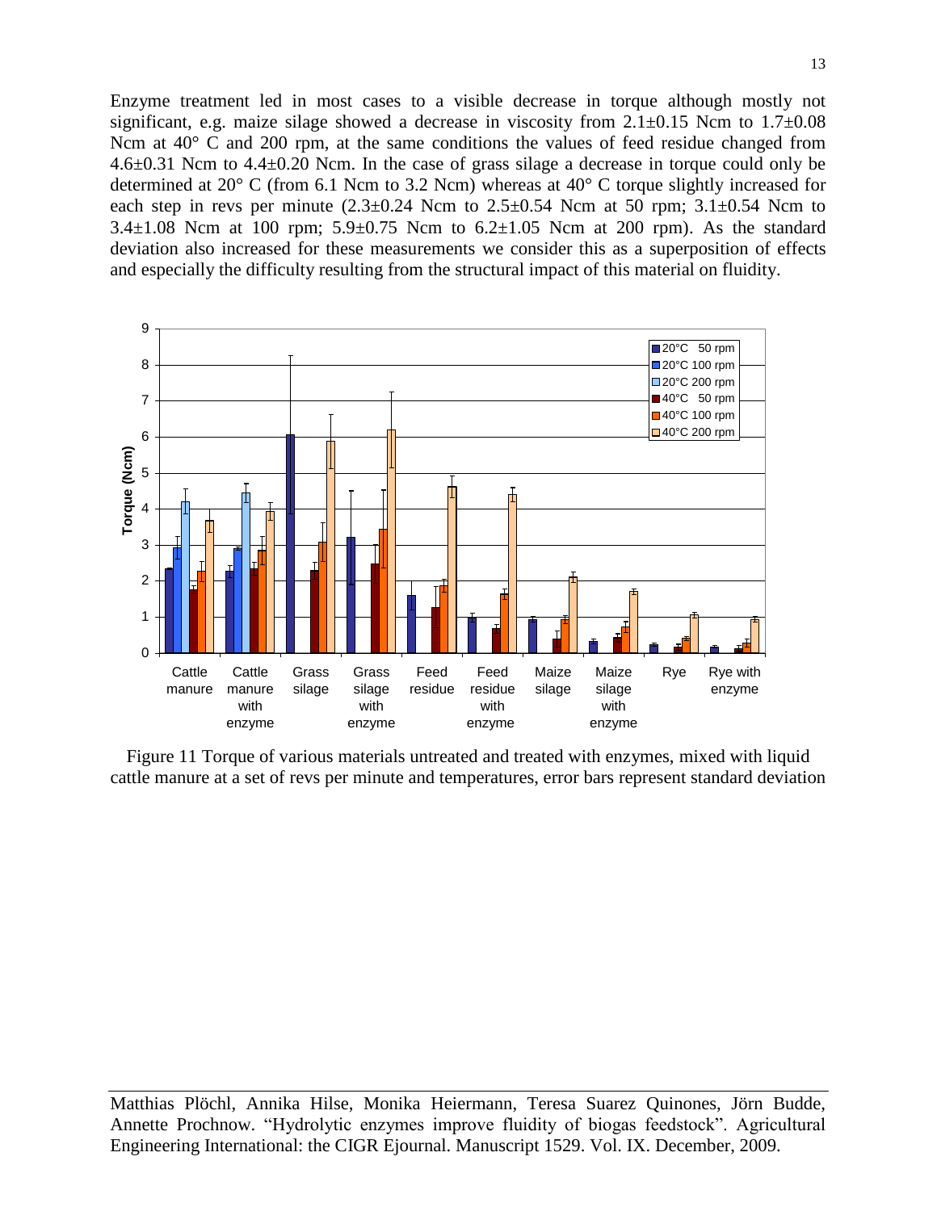Enzyme treatment led in most cases to a visible decrease in torque although mostly not significant, e.g. maize silage showed a decrease in viscosity from 2.1±0.15 Ncm to 1.7±0.08 Ncm at 40° C and 200 rpm, at the same conditions the values of feed residue changed from 4.6±0.31 Ncm to 4.4±0.20 Ncm. In the case of grass silage a decrease in torque could only be determined at 20° C (from 6.1 Ncm to 3.2 Ncm) whereas at 40° C torque slightly increased for each step in revs per minute (2.3±0.24 Ncm to 2.5±0.54 Ncm at 50 rpm; 3.1±0.54 Ncm to 3.4±1.08 Ncm at 100 rpm; 5.9±0.75 Ncm to 6.2±1.05 Ncm at 200 rpm). As the standard deviation also increased for these measurements we consider this as a superposition of effects and especially the difficulty resulting from the structural impact of this material on fluidity.

Figure 11 Torque of various materials untreated and treated with enzymes, mixed with liquid cattle manure at a set of revs per minute and temperatures, error bars represent standard deviation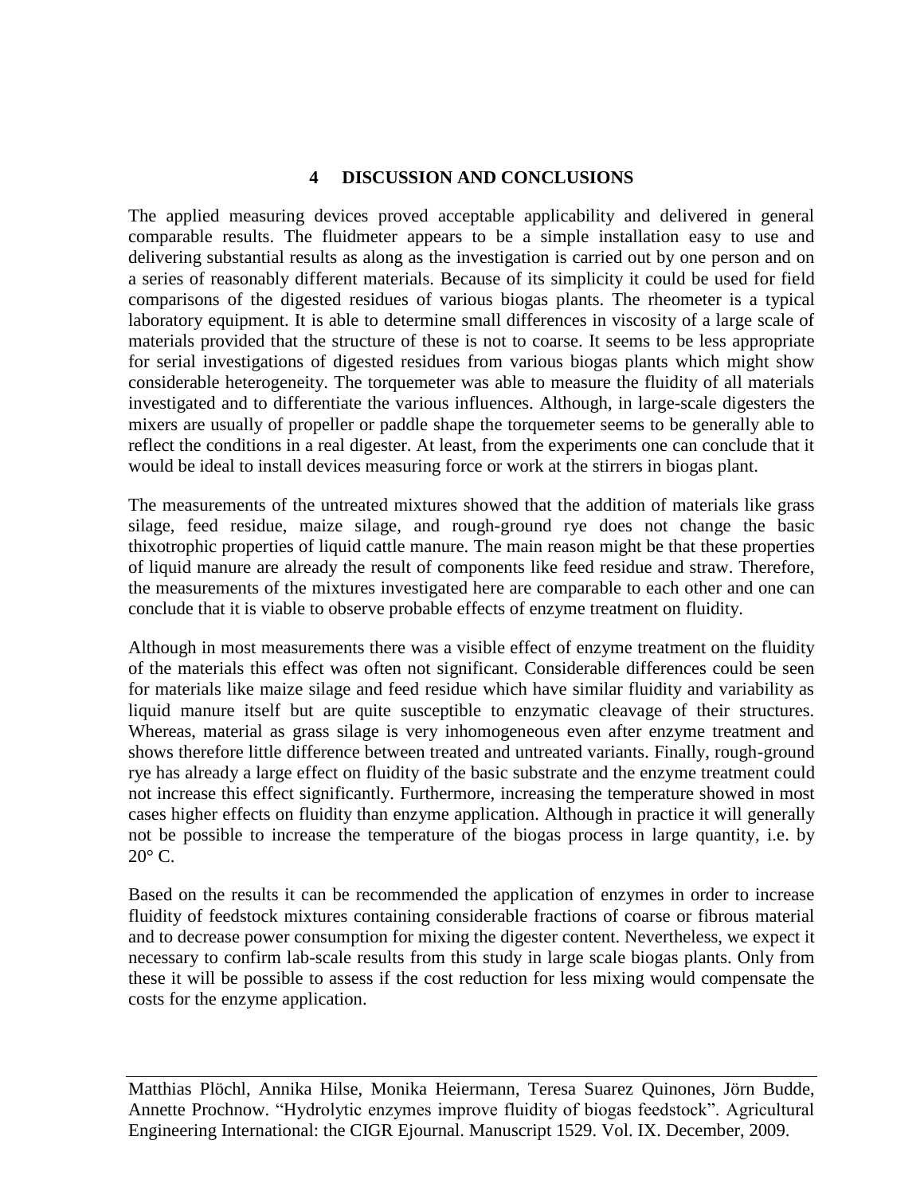## 4 DISCUSSION AND CONCLUSIONS

The applied measuring devices proved acceptable applicability and delivered in general comparable results. The fluidmeter appears to be a simple installation easy to use and delivering substantial results as along as the investigation is carried out by one person and on a series of reasonably different materials. Because of its simplicity it could be used for field comparisons of the digested residues of various biogas plants. The rheometer is a typical laboratory equipment. It is able to determine small differences in viscosity of a large scale of materials provided that the structure of these is not to coarse. It seems to be less appropriate for serial investigations of digested residues from various biogas plants which might show considerable heterogeneity. The torquemeter was able to measure the fluidity of all materials investigated and to differentiate the various influences. Although, in large-scale digesters the mixers are usually of propeller or paddle shape the torquemeter seems to be generally able to reflect the conditions in a real digester. At least, from the experiments one can conclude that it would be ideal to install devices measuring force or work at the stirrers in biogas plant.

The measurements of the untreated mixtures showed that the addition of materials like grass silage, feed residue, maize silage, and rough-ground rye does not change the basic thixotrophic properties of liquid cattle manure. The main reason might be that these properties of liquid manure are already the result of components like feed residue and straw. Therefore, the measurements of the mixtures investigated here are comparable to each other and one can conclude that it is viable to observe probable effects of enzyme treatment on fluidity.

Although in most measurements there was a visible effect of enzyme treatment on the fluidity of the materials this effect was often not significant. Considerable differences could be seen for materials like maize silage and feed residue which have similar fluidity and variability as liquid manure itself but are quite susceptible to enzymatic cleavage of their structures. Whereas, material as grass silage is very inhomogeneous even after enzyme treatment and shows therefore little difference between treated and untreated variants. Finally, rough-ground rye has already a large effect on fluidity of the basic substrate and the enzyme treatment could not increase this effect significantly. Furthermore, increasing the temperature showed in most cases higher effects on fluidity than enzyme application. Although in practice it will generally not be possible to increase the temperature of the biogas process in large quantity, i.e. by 20° C.

Based on the results it can be recommended the application of enzymes in order to increase fluidity of feedstock mixtures containing considerable fractions of coarse or fibrous material and to decrease power consumption for mixing the digester content. Nevertheless, we expect it necessary to confirm lab-scale results from this study in large scale biogas plants. Only from these it will be possible to assess if the cost reduction for less mixing would compensate the costs for the enzyme application.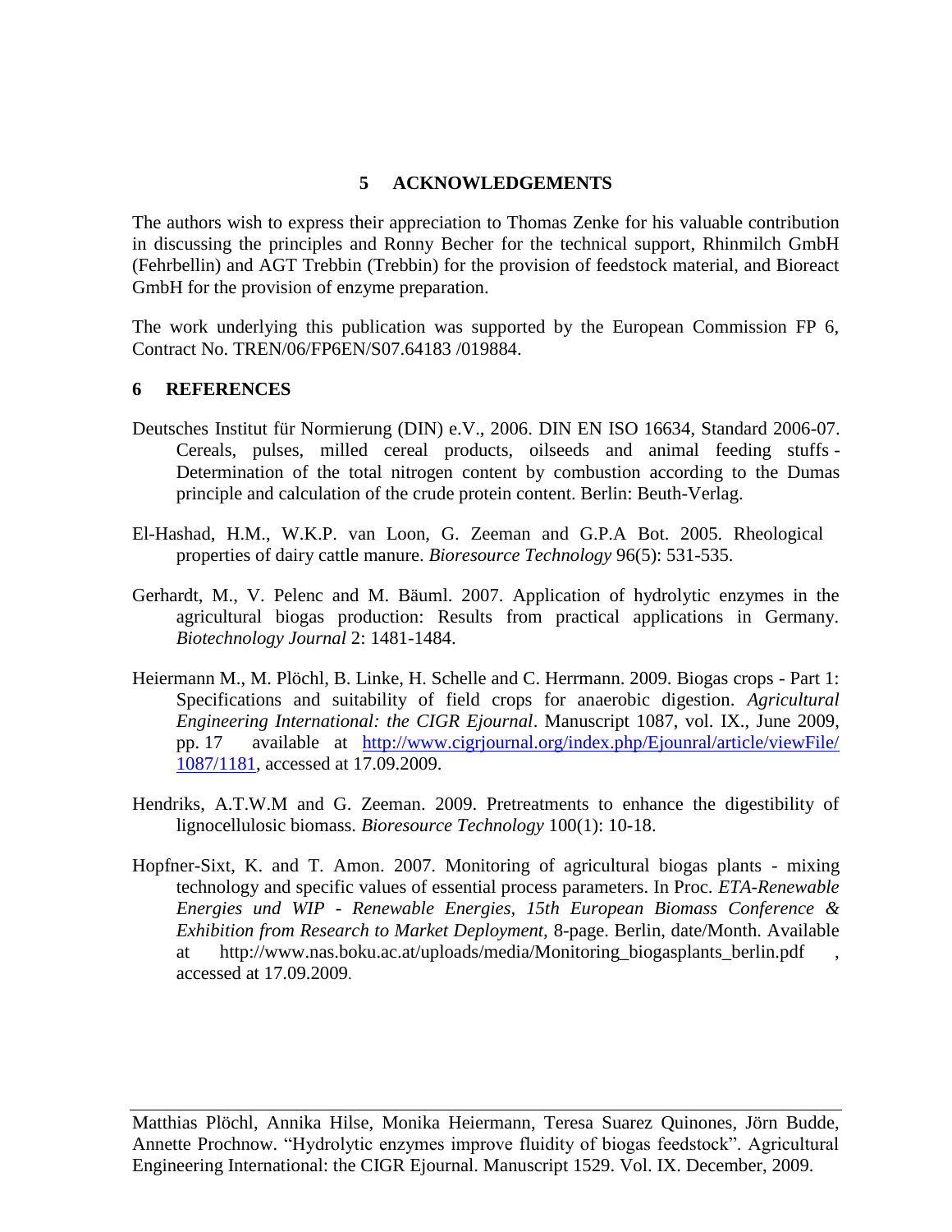## 5 ACKNOWLEDGEMENTS

The authors wish to express their appreciation to Thomas Zenke for his valuable contribution in discussing the principles and Ronny Becher for the technical support, Rhinmilch GmbH (Fehrbellin) and AGT Trebbin (Trebbin) for the provision of feedstock material, and Bioreact GmbH for the provision of enzyme preparation.

The work underlying this publication was supported by the European Commission FP 6, Contract No. TREN/06/FP6EN/S07.64183 /019884.

## 6 REFERENCES

Deutsches Institut für Normierung (DIN) e.V., 2006. DIN EN ISO 16634, Standard 2006-07. Cereals, pulses, milled cereal products, oilseeds and animal feeding stuffs - Determination of the total nitrogen content by combustion according to the Dumas principle and calculation of the crude protein content. Berlin: Beuth-Verlag.

El-Hashad, H.M., W.K.P. van Loon, G. Zeeman and G.P.A Bot. 2005. Rheological properties of dairy cattle manure. *Bioresource Technology* 96(5): 531-535.

Gerhardt, M., V. Pelenc and M. Bäuml. 2007. Application of hydrolytic enzymes in the agricultural biogas production: Results from practical applications in Germany. *Biotechnology Journal* 2: 1481-1484.

Heiermann M., M. Plöchl, B. Linke, H. Schelle and C. Herrmann. 2009. Biogas crops - Part 1: Specifications and suitability of field crops for anaerobic digestion. *Agricultural Engineering International: the CIGR Ejournal*. Manuscript 1087, vol. IX., June 2009, pp. 17 available at http://www.cigrjournal.org/index.php/Ejounral/article/viewFile/1087/1181, accessed at 17.09.2009.

Hendriks, A.T.W.M and G. Zeeman. 2009. Pretreatments to enhance the digestibility of lignocellulosic biomass. *Bioresource Technology* 100(1): 10-18.

Hopfner-Sixt, K. and T. Amon. 2007. Monitoring of agricultural biogas plants - mixing technology and specific values of essential process parameters. In Proc. *ETA-Renewable Energies und WIP - Renewable Energies, 15th European Biomass Conference & Exhibition from Research to Market Deployment,* 8-page. Berlin, date/Month. Available at http://www.nas.boku.ac.at/uploads/media/Monitoring_biogasplants_berlin.pdf , accessed at 17.09.2009.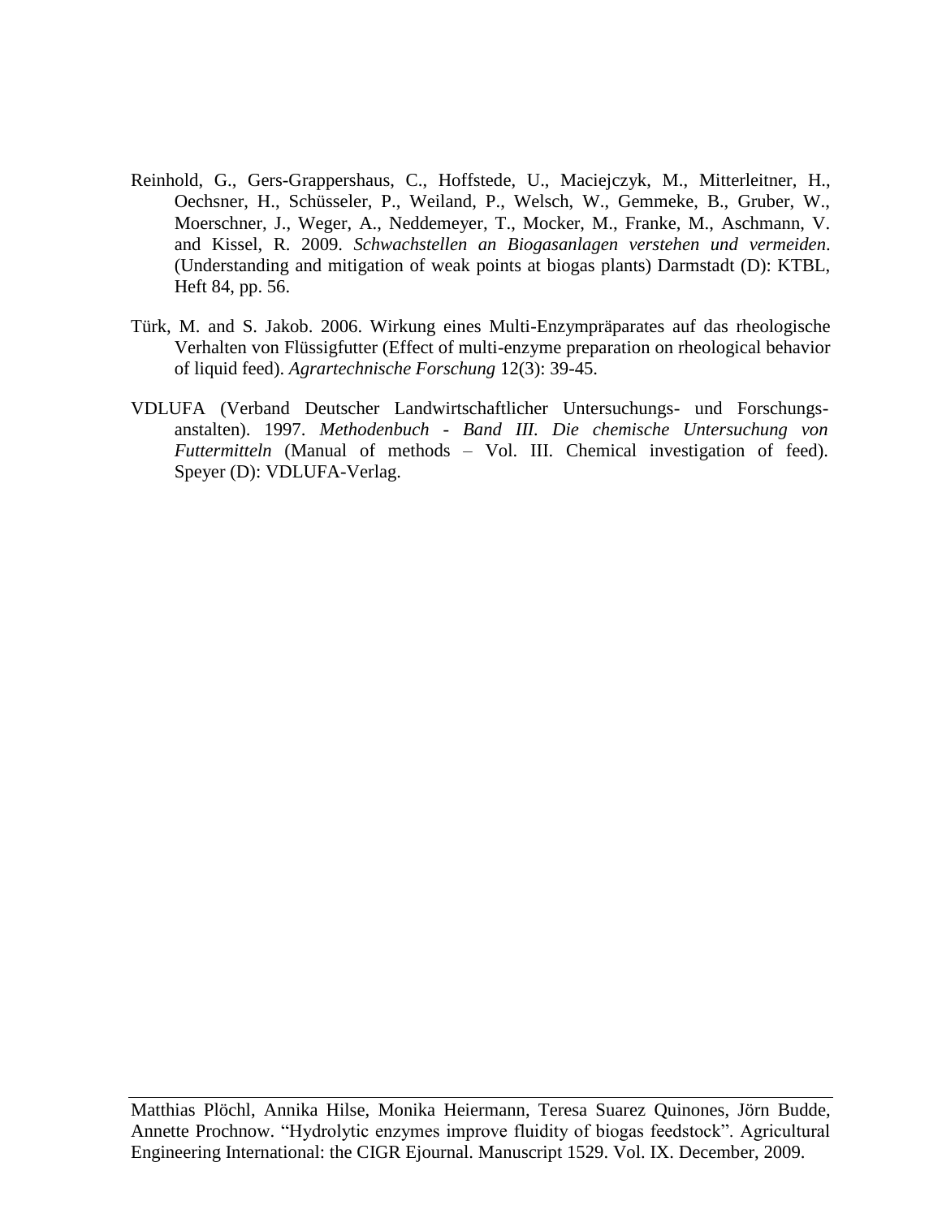Reinhold, G., Gers-Grappershaus, C., Hoffstede, U., Maciejczyk, M., Mitterleitner, H., Oechsner, H., Schüsseler, P., Weiland, P., Welsch, W., Gemmeke, B., Gruber, W., Moerschner, J., Weger, A., Neddemeyer, T., Mocker, M., Franke, M., Aschmann, V. and Kissel, R. 2009. *Schwachstellen an Biogasanlagen verstehen und vermeiden*. (Understanding and mitigation of weak points at biogas plants) Darmstadt (D): KTBL, Heft 84, pp. 56.

Türk, M. and S. Jakob. 2006. Wirkung eines Multi-Enzympräparates auf das rheologische Verhalten von Flüssigfutter (Effect of multi-enzyme preparation on rheological behavior of liquid feed). *Agrartechnische Forschung* 12(3): 39-45.

VDLUFA (Verband Deutscher Landwirtschaftlicher Untersuchungs- und Forschungs-anstalten). 1997. *Methodenbuch - Band III. Die chemische Untersuchung von Futtermitteln* (Manual of methods – Vol. III. Chemical investigation of feed). Speyer (D): VDLUFA-Verlag.